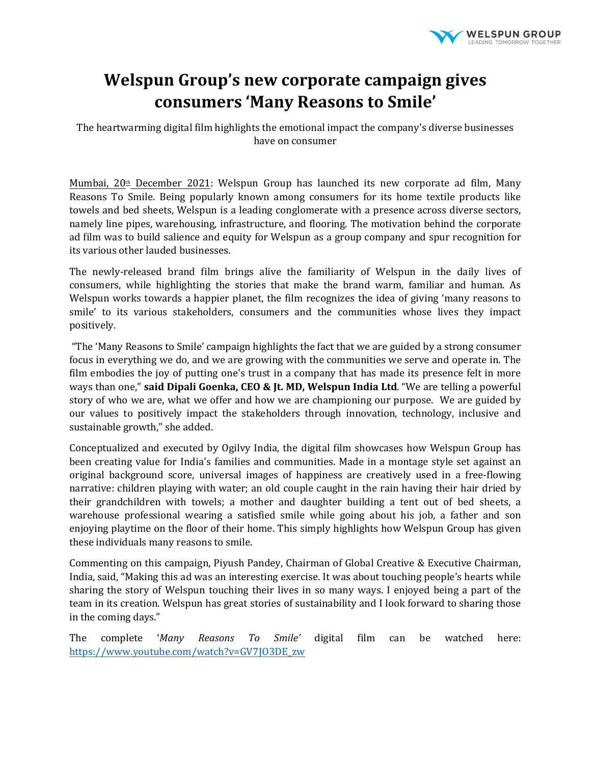# Welspun Group's new corporate campaign gives consumers 'Many Reasons to Smile'

The heartwarming digital film highlights the emotional impact the company's diverse businesses have on consumer

Mumbai, 20th December 2021: Welspun Group has launched its new corporate ad film, Many Reasons To Smile. Being popularly known among consumers for its home textile products like towels and bed sheets, Welspun is a leading conglomerate with a presence across diverse sectors, namely line pipes, warehousing, infrastructure, and flooring. The motivation behind the corporate ad film was to build salience and equity for Welspun as a group company and spur recognition for its various other lauded businesses.

The newly-released brand film brings alive the familiarity of Welspun in the daily lives of consumers, while highlighting the stories that make the brand warm, familiar and human. As Welspun works towards a happier planet, the film recognizes the idea of giving 'many reasons to smile' to its various stakeholders, consumers and the communities whose lives they impact positively.

"The 'Many Reasons to Smile' campaign highlights the fact that we are guided by a strong consumer focus in everything we do, and we are growing with the communities we serve and operate in. The film embodies the joy of putting one's trust in a company that has made its presence felt in more ways than one," **said Dipali Goenka, CEO & Jt. MD, Welspun India Ltd**. "We are telling a powerful story of who we are, what we offer and how we are championing our purpose. We are guided by our values to positively impact the stakeholders through innovation, technology, inclusive and sustainable growth," she added.

Conceptualized and executed by Ogilvy India, the digital film showcases how Welspun Group has been creating value for India's families and communities. Made in a montage style set against an original background score, universal images of happiness are creatively used in a free-flowing narrative: children playing with water; an old couple caught in the rain having their hair dried by their grandchildren with towels; a mother and daughter building a tent out of bed sheets, a warehouse professional wearing a satisfied smile while going about his job, a father and son enjoying playtime on the floor of their home. This simply highlights how Welspun Group has given these individuals many reasons to smile.

Commenting on this campaign, Piyush Pandey, Chairman of Global Creative & Executive Chairman, India, said, "Making this ad was an interesting exercise. It was about touching people's hearts while sharing the story of Welspun touching their lives in so many ways. I enjoyed being a part of the team in its creation. Welspun has great stories of sustainability and I look forward to sharing those in the coming days."

The complete '*Many Reasons To Smile'* digital film can be watched here: https://www.youtube.com/watch?v=GV7JO3DE_zw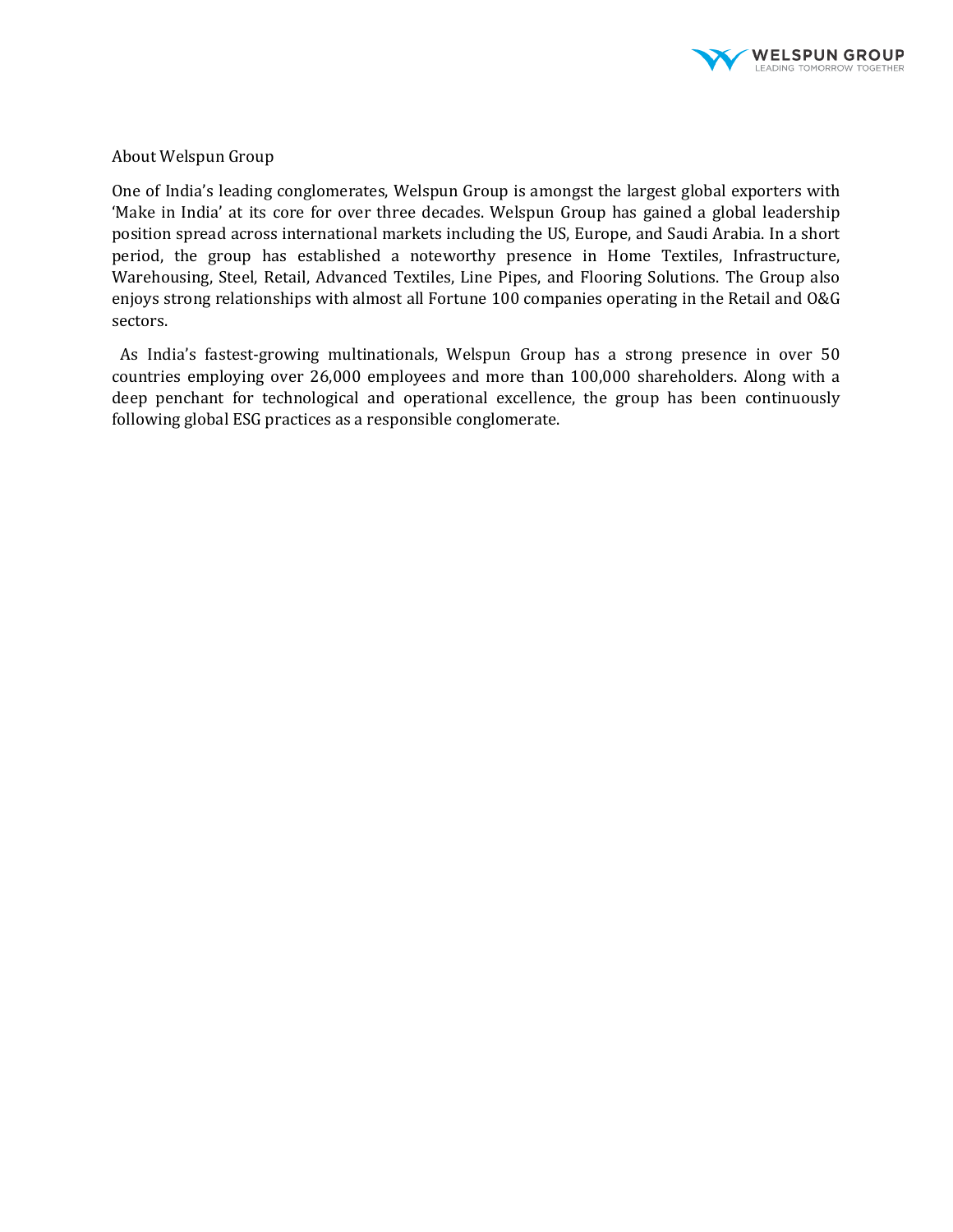About Welspun Group

One of India's leading conglomerates, Welspun Group is amongst the largest global exporters with 'Make in India' at its core for over three decades. Welspun Group has gained a global leadership position spread across international markets including the US, Europe, and Saudi Arabia. In a short period, the group has established a noteworthy presence in Home Textiles, Infrastructure, Warehousing, Steel, Retail, Advanced Textiles, Line Pipes, and Flooring Solutions. The Group also enjoys strong relationships with almost all Fortune 100 companies operating in the Retail and O&G sectors.

As India's fastest-growing multinationals, Welspun Group has a strong presence in over 50 countries employing over 26,000 employees and more than 100,000 shareholders. Along with a deep penchant for technological and operational excellence, the group has been continuously following global ESG practices as a responsible conglomerate.